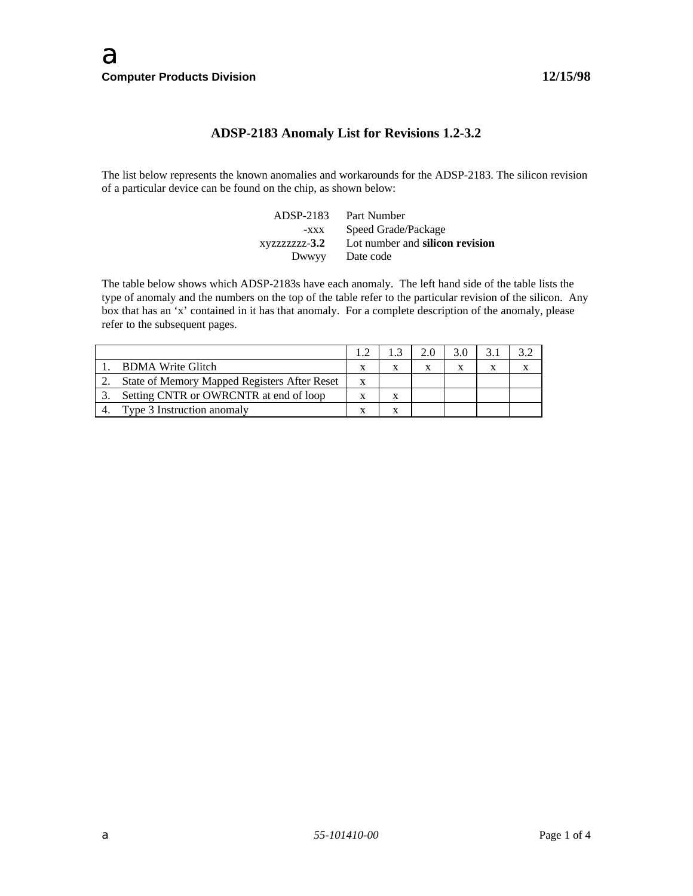Computer Products Division **12/15/98**

# ADSP-2183 Anomaly List for Revisions 1.2-3.2

The list below represents the known anomalies and workarounds for the ADSP-2183. The silicon revision of a particular device can be found on the chip, as shown below:

| | |
|---|---|
| ADSP-2183 | Part Number |
| -xxx | Speed Grade/Package |
| xyzzzzzzz-**3.2** | Lot number and **silicon revision** |
| Dwwyy | Date code |

The table below shows which ADSP-2183s have each anomaly. The left hand side of the table lists the type of anomaly and the numbers on the top of the table refer to the particular revision of the silicon. Any box that has an 'x' contained in it has that anomaly. For a complete description of the anomaly, please refer to the subsequent pages.

| | 1.2 | 1.3 | 2.0 | 3.0 | 3.1 | 3.2 |
|---|---|---|---|---|---|---|
| 1. BDMA Write Glitch | x | x | x | x | x | x |
| 2. State of Memory Mapped Registers After Reset | x | | | | | |
| 3. Setting CNTR or OWRCNTR at end of loop | x | x | | | | |
| 4. Type 3 Instruction anomaly | x | x | | | | |

55-101410-00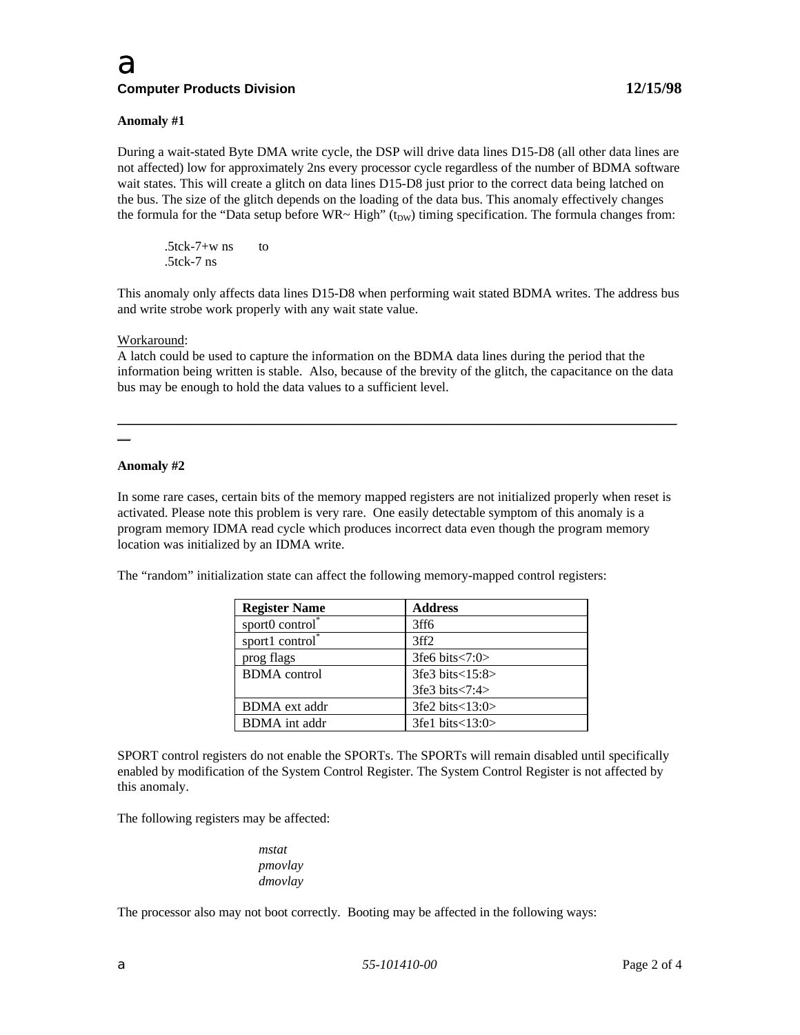**Anomaly #1**

During a wait-stated Byte DMA write cycle, the DSP will drive data lines D15-D8 (all other data lines are not affected) low for approximately 2ns every processor cycle regardless of the number of BDMA software wait states. This will create a glitch on data lines D15-D8 just prior to the correct data being latched on the bus. The size of the glitch depends on the loading of the data bus. This anomaly effectively changes the formula for the "Data setup before WR~ High" ($t_{DW}$) timing specification. The formula changes from:

> .5tck-7+w ns  to
> .5tck-7 ns

This anomaly only affects data lines D15-D8 when performing wait stated BDMA writes. The address bus and write strobe work properly with any wait state value.

Workaround:
A latch could be used to capture the information on the BDMA data lines during the period that the information being written is stable. Also, because of the brevity of the glitch, the capacitance on the data bus may be enough to hold the data values to a sufficient level.

---

**Anomaly #2**

In some rare cases, certain bits of the memory mapped registers are not initialized properly when reset is activated. Please note this problem is very rare. One easily detectable symptom of this anomaly is a program memory IDMA read cycle which produces incorrect data even though the program memory location was initialized by an IDMA write.

The "random" initialization state can affect the following memory-mapped control registers:

| Register Name | Address |
|---|---|
| sport0 control* | 3ff6 |
| sport1 control* | 3ff2 |
| prog flags | 3fe6 bits<7:0> |
| BDMA control | 3fe3 bits<15:8><br>3fe3 bits<7:4> |
| BDMA ext addr | 3fe2 bits<13:0> |
| BDMA int addr | 3fe1 bits<13:0> |

SPORT control registers do not enable the SPORTs. The SPORTs will remain disabled until specifically enabled by modification of the System Control Register. The System Control Register is not affected by this anomaly.

The following registers may be affected:

*mstat*
*pmovlay*
*dmovlay*

The processor also may not boot correctly. Booting may be affected in the following ways: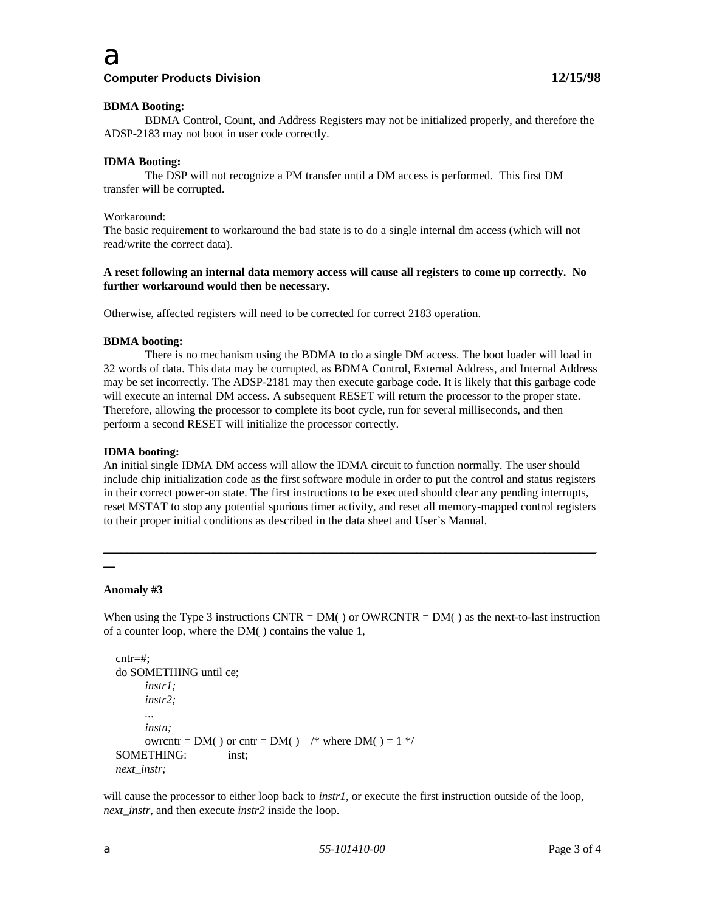**BDMA Booting:**
BDMA Control, Count, and Address Registers may not be initialized properly, and therefore the ADSP-2183 may not boot in user code correctly.

**IDMA Booting:**
The DSP will not recognize a PM transfer until a DM access is performed. This first DM transfer will be corrupted.

Workaround:
The basic requirement to workaround the bad state is to do a single internal dm access (which will not read/write the correct data).

**A reset following an internal data memory access will cause all registers to come up correctly. No further workaround would then be necessary.**

Otherwise, affected registers will need to be corrected for correct 2183 operation.

**BDMA booting:**
There is no mechanism using the BDMA to do a single DM access. The boot loader will load in 32 words of data. This data may be corrupted, as BDMA Control, External Address, and Internal Address may be set incorrectly. The ADSP-2181 may then execute garbage code. It is likely that this garbage code will execute an internal DM access. A subsequent RESET will return the processor to the proper state. Therefore, allowing the processor to complete its boot cycle, run for several milliseconds, and then perform a second RESET will initialize the processor correctly.

**IDMA booting:**
An initial single IDMA DM access will allow the IDMA circuit to function normally. The user should include chip initialization code as the first software module in order to put the control and status registers in their correct power-on state. The first instructions to be executed should clear any pending interrupts, reset MSTAT to stop any potential spurious timer activity, and reset all memory-mapped control registers to their proper initial conditions as described in the data sheet and User's Manual.

---

**Anomaly #3**

When using the Type 3 instructions CNTR = DM( ) or OWRCNTR = DM( ) as the next-to-last instruction of a counter loop, where the DM( ) contains the value 1,

```
cntr=#;
do SOMETHING until ce;
        instr1;
        instr2;
        ...
        instn;
        owrcntr = DM( ) or cntr = DM( )    /* where DM( ) = 1 */
SOMETHING:          inst;
next_instr;
```

will cause the processor to either loop back to *instr1*, or execute the first instruction outside of the loop, *next_instr*, and then execute *instr2* inside the loop.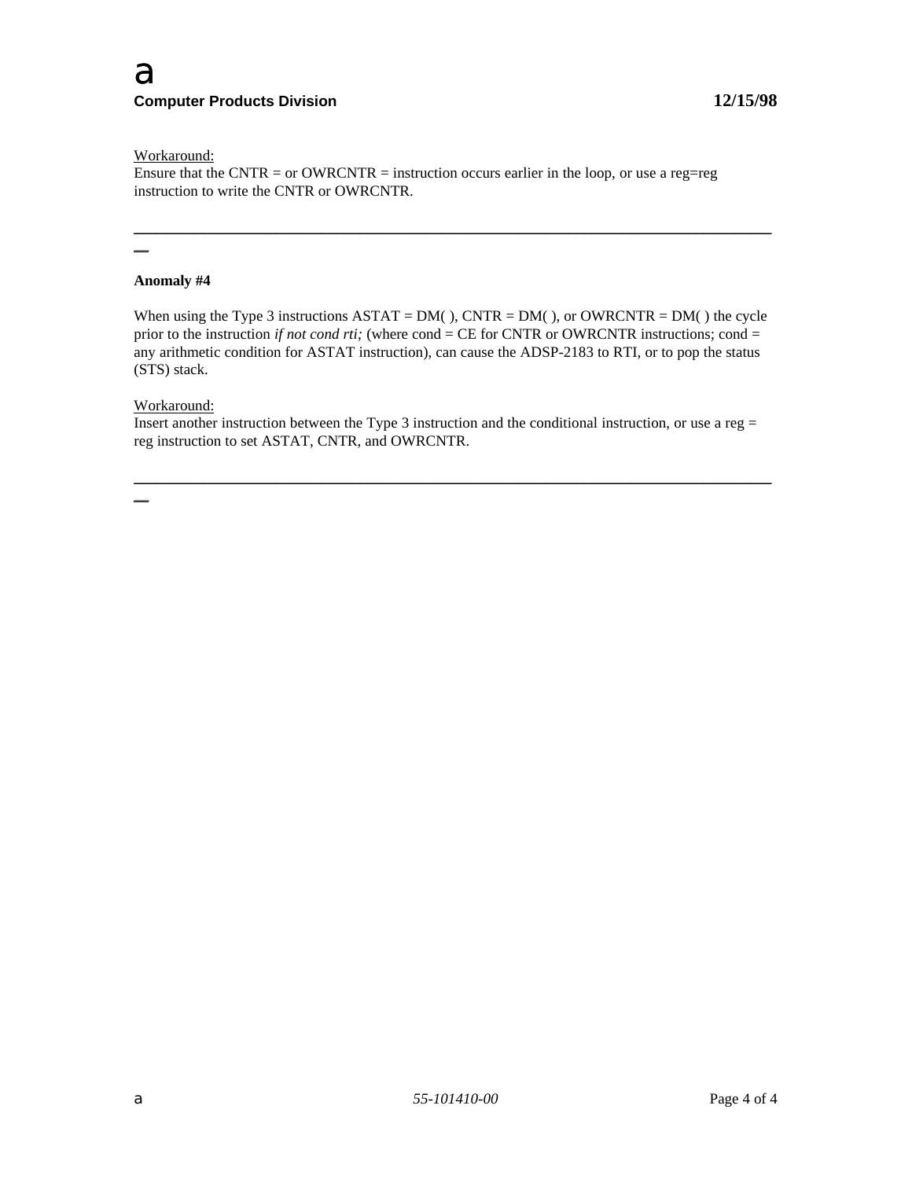Workaround:
Ensure that the CNTR = or OWRCNTR = instruction occurs earlier in the loop, or use a reg=reg instruction to write the CNTR or OWRCNTR.

---

**Anomaly #4**

When using the Type 3 instructions ASTAT = DM( ), CNTR = DM( ), or OWRCNTR = DM( ) the cycle prior to the instruction *if not cond rti;* (where cond = CE for CNTR or OWRCNTR instructions; cond = any arithmetic condition for ASTAT instruction), can cause the ADSP-2183 to RTI, or to pop the status (STS) stack.

Workaround:
Insert another instruction between the Type 3 instruction and the conditional instruction, or use a reg = reg instruction to set ASTAT, CNTR, and OWRCNTR.

---